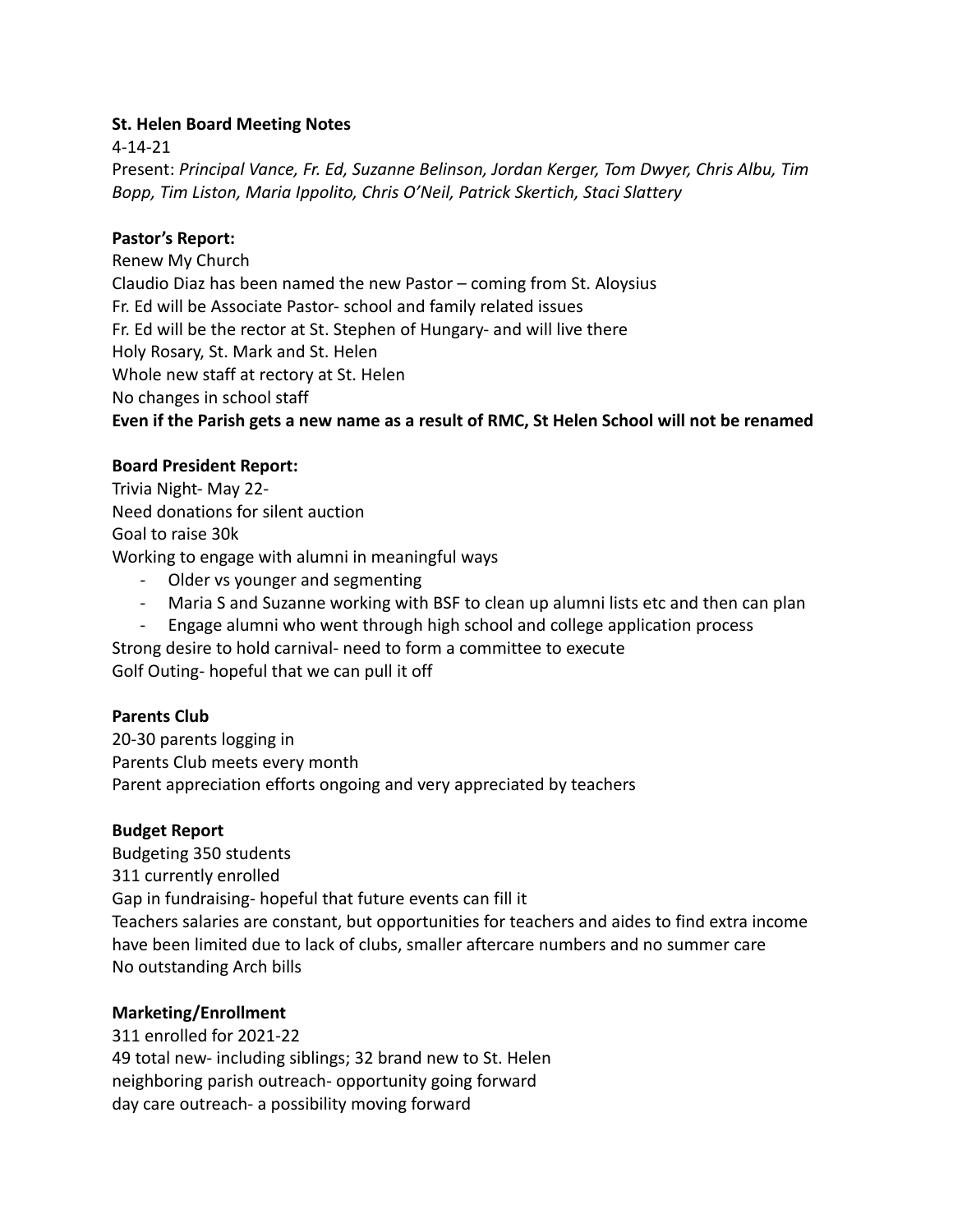**St. Helen Board Meeting Notes**

4-14-21

Present: *Principal Vance, Fr. Ed, Suzanne Belinson, Jordan Kerger, Tom Dwyer, Chris Albu, Tim Bopp, Tim Liston, Maria Ippolito, Chris O'Neil, Patrick Skertich, Staci Slattery*

**Pastor's Report:**

Renew My Church
Claudio Diaz has been named the new Pastor – coming from St. Aloysius
Fr. Ed will be Associate Pastor- school and family related issues
Fr. Ed will be the rector at St. Stephen of Hungary- and will live there
Holy Rosary, St. Mark and St. Helen
Whole new staff at rectory at St. Helen
No changes in school staff
**Even if the Parish gets a new name as a result of RMC, St Helen School will not be renamed**

**Board President Report:**

Trivia Night- May 22-
Need donations for silent auction
Goal to raise 30k
Working to engage with alumni in meaningful ways

- Older vs younger and segmenting
- Maria S and Suzanne working with BSF to clean up alumni lists etc and then can plan
- Engage alumni who went through high school and college application process

Strong desire to hold carnival- need to form a committee to execute
Golf Outing- hopeful that we can pull it off

**Parents Club**

20-30 parents logging in
Parents Club meets every month
Parent appreciation efforts ongoing and very appreciated by teachers

**Budget Report**

Budgeting 350 students
311 currently enrolled
Gap in fundraising- hopeful that future events can fill it
Teachers salaries are constant, but opportunities for teachers and aides to find extra income have been limited due to lack of clubs, smaller aftercare numbers and no summer care
No outstanding Arch bills

**Marketing/Enrollment**

311 enrolled for 2021-22
49 total new- including siblings; 32 brand new to St. Helen
neighboring parish outreach- opportunity going forward
day care outreach- a possibility moving forward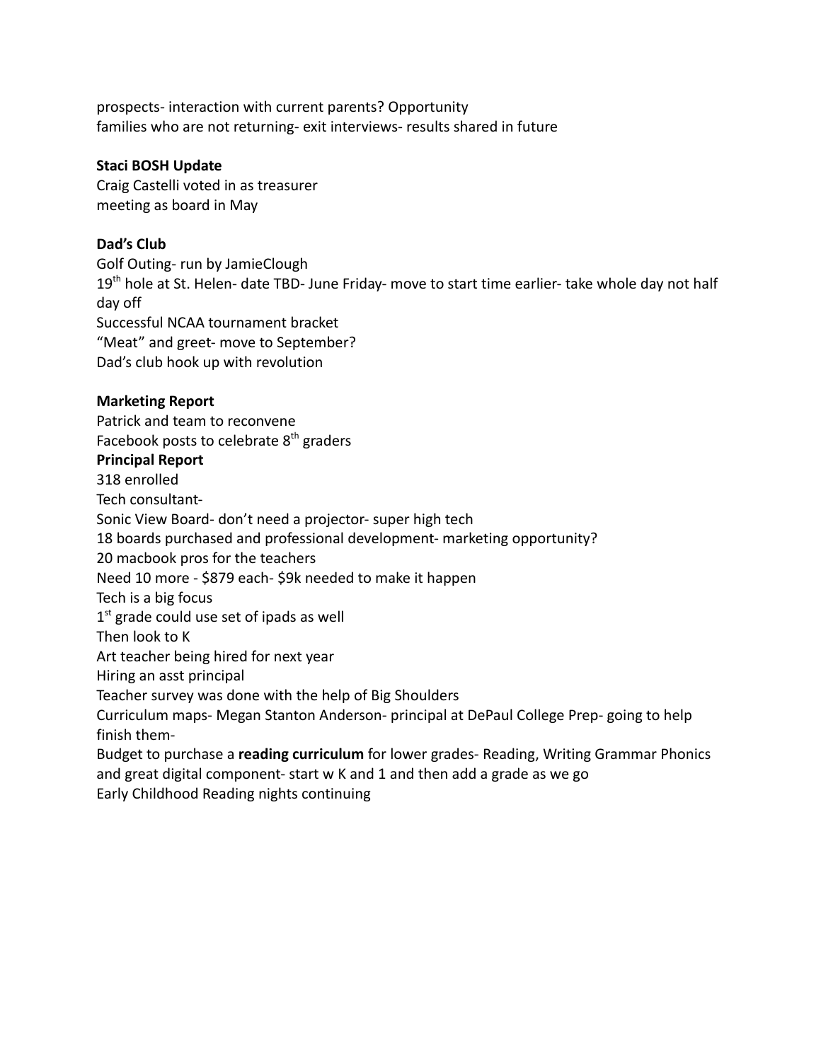prospects- interaction with current parents? Opportunity
families who are not returning- exit interviews- results shared in future

**Staci BOSH Update**
Craig Castelli voted in as treasurer
meeting as board in May

**Dad's Club**
Golf Outing- run by JamieClough
19th hole at St. Helen- date TBD- June Friday- move to start time earlier- take whole day not half day off
Successful NCAA tournament bracket
"Meat" and greet- move to September?
Dad's club hook up with revolution

**Marketing Report**
Patrick and team to reconvene
Facebook posts to celebrate 8th graders

**Principal Report**
318 enrolled
Tech consultant-
Sonic View Board- don't need a projector- super high tech
18 boards purchased and professional development- marketing opportunity?
20 macbook pros for the teachers
Need 10 more - $879 each- $9k needed to make it happen
Tech is a big focus
1st grade could use set of ipads as well
Then look to K
Art teacher being hired for next year
Hiring an asst principal
Teacher survey was done with the help of Big Shoulders
Curriculum maps- Megan Stanton Anderson- principal at DePaul College Prep- going to help finish them-
Budget to purchase a **reading curriculum** for lower grades- Reading, Writing Grammar Phonics and great digital component- start w K and 1 and then add a grade as we go
Early Childhood Reading nights continuing